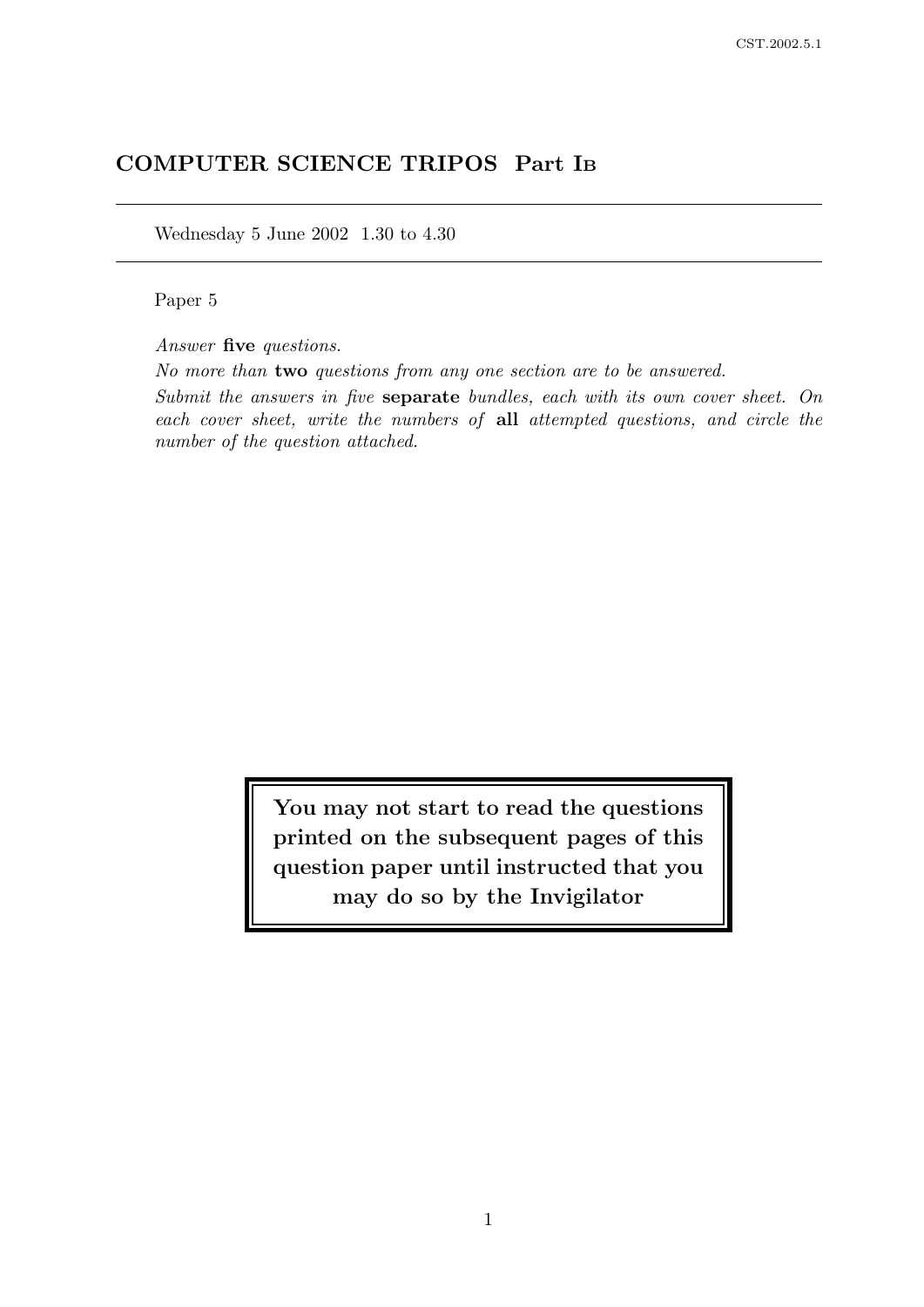# COMPUTER SCIENCE TRIPOS Part IB

Wednesday 5 June 2002 1.30 to 4.30

Paper 5

*Answer* **five** *questions.*

*No more than* **two** *questions from any one section are to be answered.*

*Submit the answers in five* **separate** *bundles, each with its own cover sheet. On each cover sheet, write the numbers of* **all** *attempted questions, and circle the number of the question attached.*

**You may not start to read the questions printed on the subsequent pages of this question paper until instructed that you may do so by the Invigilator**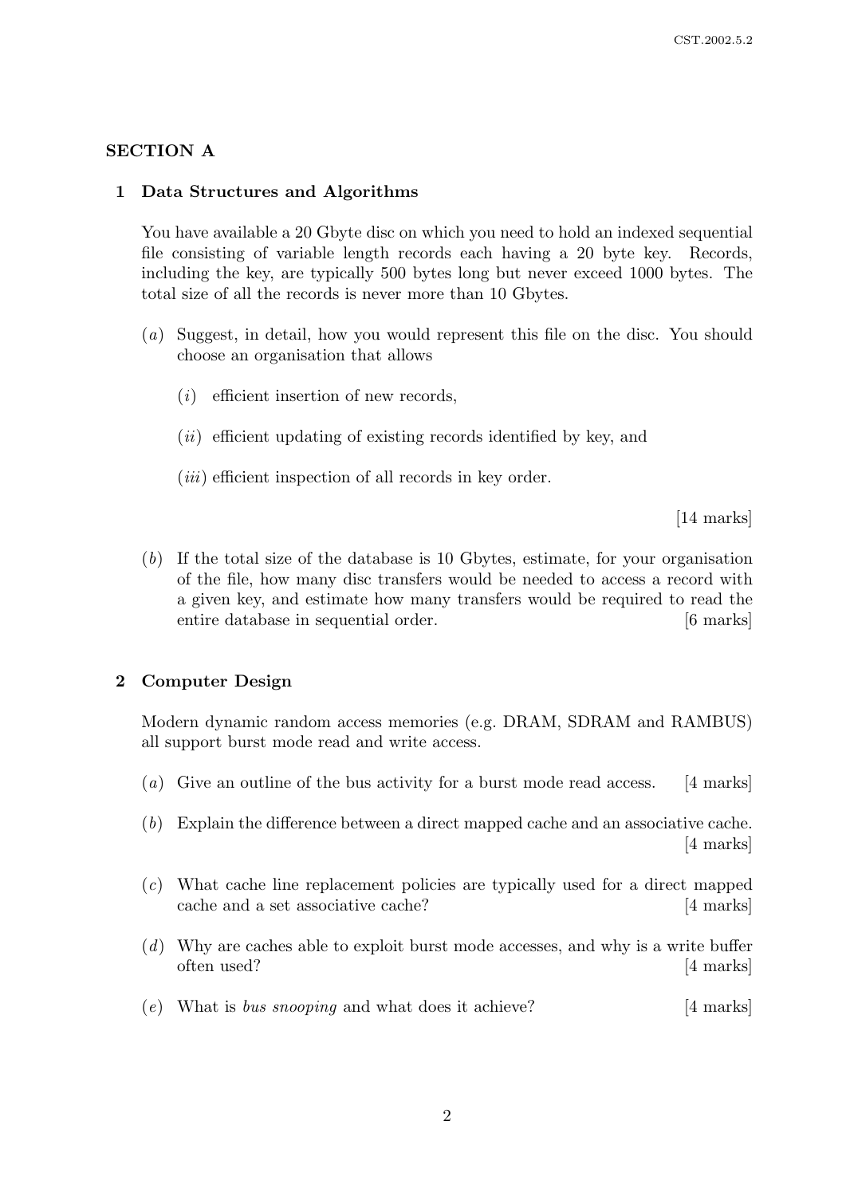## SECTION A

### 1 Data Structures and Algorithms

You have available a 20 Gbyte disc on which you need to hold an indexed sequential file consisting of variable length records each having a 20 byte key. Records, including the key, are typically 500 bytes long but never exceed 1000 bytes. The total size of all the records is never more than 10 Gbytes.

(*a*) Suggest, in detail, how you would represent this file on the disc. You should choose an organisation that allows

(*i*) efficient insertion of new records,

(*ii*) efficient updating of existing records identified by key, and

(*iii*) efficient inspection of all records in key order.

[14 marks]

(*b*) If the total size of the database is 10 Gbytes, estimate, for your organisation of the file, how many disc transfers would be needed to access a record with a given key, and estimate how many transfers would be required to read the entire database in sequential order. [6 marks]

### 2 Computer Design

Modern dynamic random access memories (e.g. DRAM, SDRAM and RAMBUS) all support burst mode read and write access.

(*a*) Give an outline of the bus activity for a burst mode read access. [4 marks]

(*b*) Explain the difference between a direct mapped cache and an associative cache. [4 marks]

(*c*) What cache line replacement policies are typically used for a direct mapped cache and a set associative cache? [4 marks]

(*d*) Why are caches able to exploit burst mode accesses, and why is a write buffer often used? [4 marks]

(*e*) What is *bus snooping* and what does it achieve? [4 marks]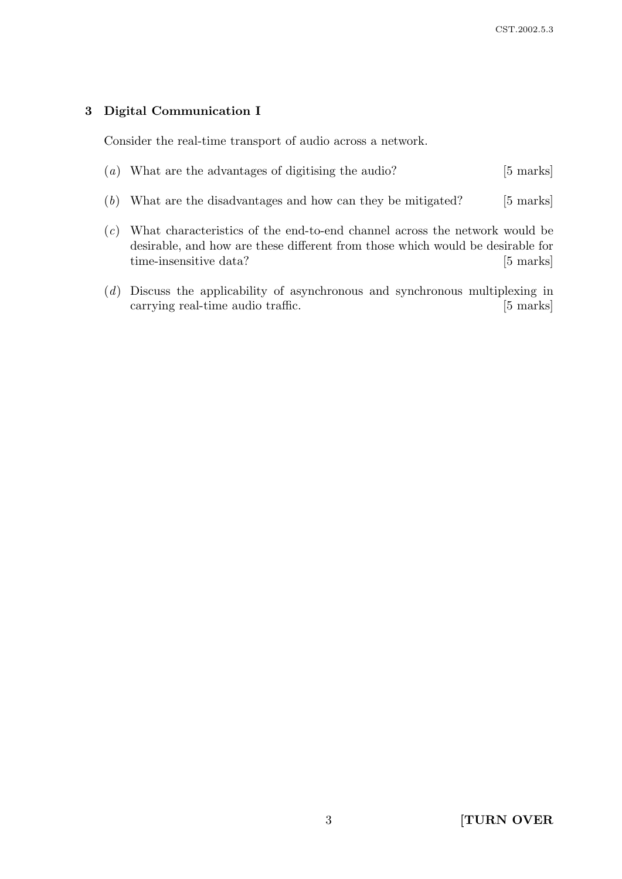## 3 Digital Communication I

Consider the real-time transport of audio across a network.

(*a*) What are the advantages of digitising the audio? [5 marks]

(*b*) What are the disadvantages and how can they be mitigated? [5 marks]

(*c*) What characteristics of the end-to-end channel across the network would be desirable, and how are these different from those which would be desirable for time-insensitive data? [5 marks]

(*d*) Discuss the applicability of asynchronous and synchronous multiplexing in carrying real-time audio traffic. [5 marks]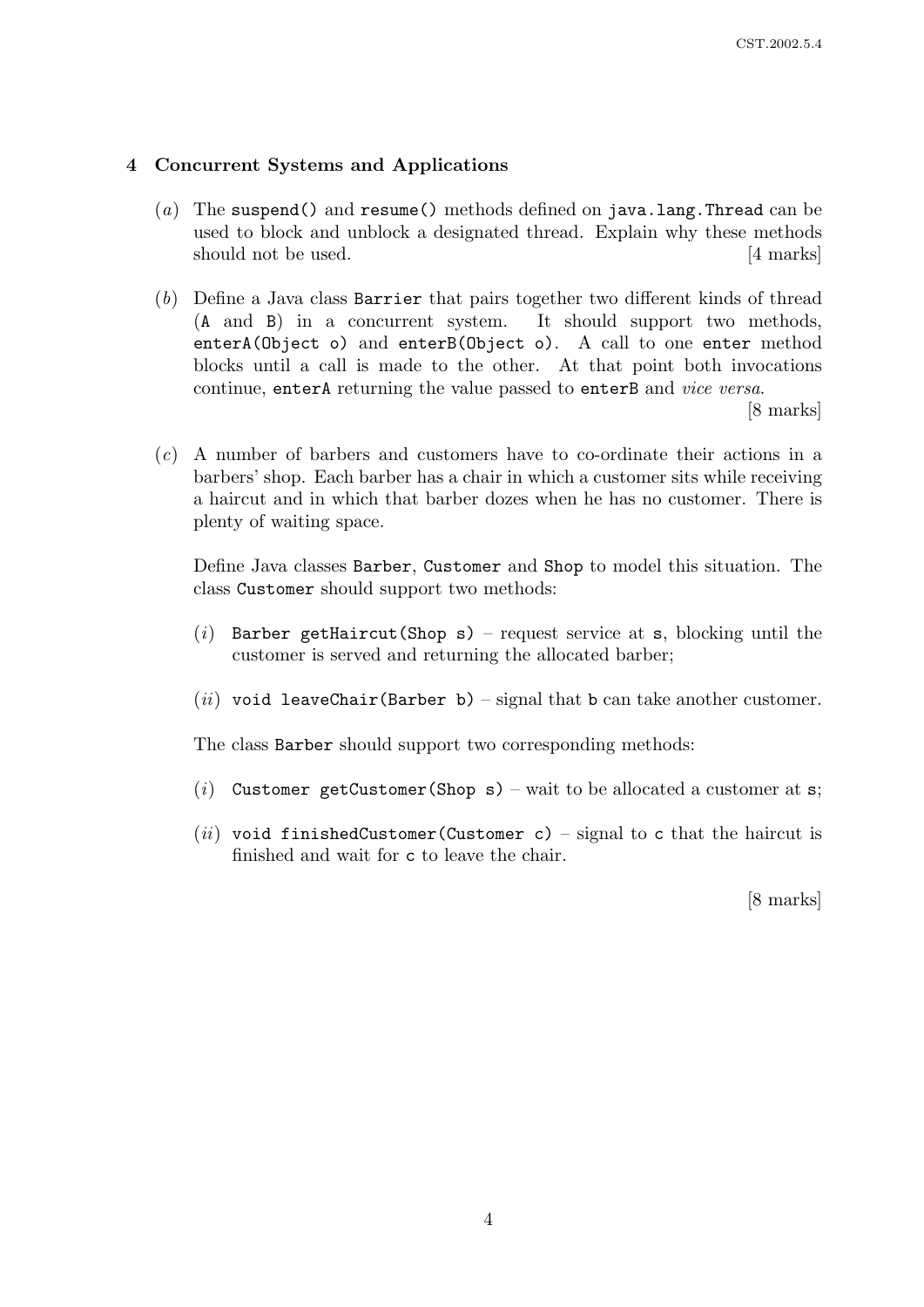## 4 Concurrent Systems and Applications

(*a*) The `suspend()` and `resume()` methods defined on `java.lang.Thread` can be used to block and unblock a designated thread. Explain why these methods should not be used. [4 marks]

(*b*) Define a Java class `Barrier` that pairs together two different kinds of thread (`A` and `B`) in a concurrent system. It should support two methods, `enterA(Object o)` and `enterB(Object o)`. A call to one `enter` method blocks until a call is made to the other. At that point both invocations continue, `enterA` returning the value passed to `enterB` and *vice versa*. [8 marks]

(*c*) A number of barbers and customers have to co-ordinate their actions in a barbers' shop. Each barber has a chair in which a customer sits while receiving a haircut and in which that barber dozes when he has no customer. There is plenty of waiting space.

Define Java classes `Barber`, `Customer` and `Shop` to model this situation. The class `Customer` should support two methods:

(*i*) `Barber getHaircut(Shop s)` – request service at `s`, blocking until the customer is served and returning the allocated barber;

(*ii*) `void leaveChair(Barber b)` – signal that `b` can take another customer.

The class `Barber` should support two corresponding methods:

(*i*) `Customer getCustomer(Shop s)` – wait to be allocated a customer at `s`;

(*ii*) `void finishedCustomer(Customer c)` – signal to `c` that the haircut is finished and wait for `c` to leave the chair.

[8 marks]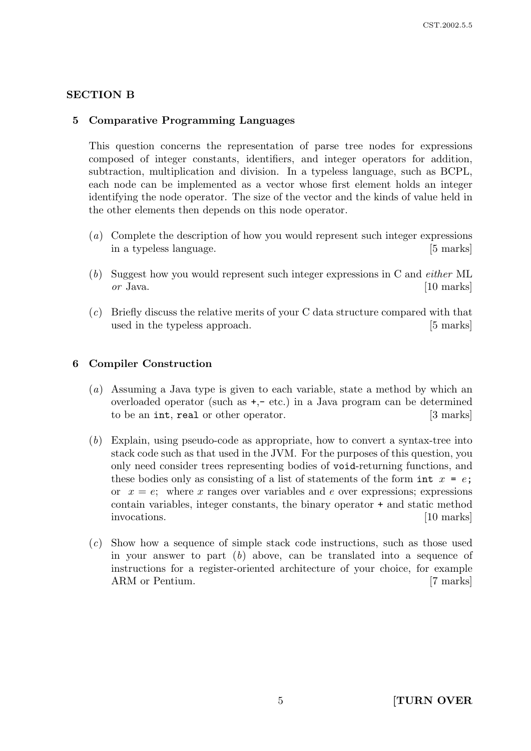## SECTION B

### 5 Comparative Programming Languages

This question concerns the representation of parse tree nodes for expressions composed of integer constants, identifiers, and integer operators for addition, subtraction, multiplication and division. In a typeless language, such as BCPL, each node can be implemented as a vector whose first element holds an integer identifying the node operator. The size of the vector and the kinds of value held in the other elements then depends on this node operator.

(*a*) Complete the description of how you would represent such integer expressions in a typeless language. [5 marks]

(*b*) Suggest how you would represent such integer expressions in C and *either* ML *or* Java. [10 marks]

(*c*) Briefly discuss the relative merits of your C data structure compared with that used in the typeless approach. [5 marks]

### 6 Compiler Construction

(*a*) Assuming a Java type is given to each variable, state a method by which an overloaded operator (such as `+`,`-` etc.) in a Java program can be determined to be an `int`, `real` or other operator. [3 marks]

(*b*) Explain, using pseudo-code as appropriate, how to convert a syntax-tree into stack code such as that used in the JVM. For the purposes of this question, you only need consider trees representing bodies of `void`-returning functions, and these bodies only as consisting of a list of statements of the form `int` $x$ `=` $e$`;` or $x = e$; where $x$ ranges over variables and $e$ over expressions; expressions contain variables, integer constants, the binary operator `+` and static method invocations. [10 marks]

(*c*) Show how a sequence of simple stack code instructions, such as those used in your answer to part (*b*) above, can be translated into a sequence of instructions for a register-oriented architecture of your choice, for example ARM or Pentium. [7 marks]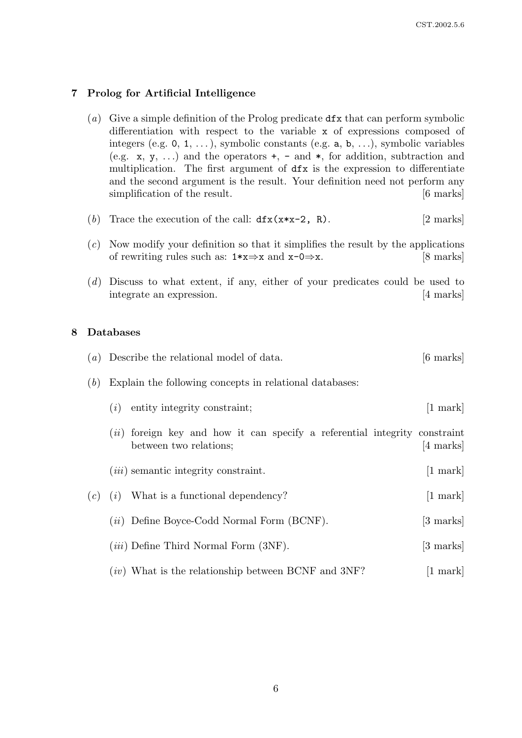## 7 Prolog for Artificial Intelligence

(*a*) Give a simple definition of the Prolog predicate `dfx` that can perform symbolic differentiation with respect to the variable `x` of expressions composed of integers (e.g. `0`, `1`, ...), symbolic constants (e.g. `a`, `b`, ...), symbolic variables (e.g. `x`, `y`, ...) and the operators `+`, `-` and `*`, for addition, subtraction and multiplication. The first argument of `dfx` is the expression to differentiate and the second argument is the result. Your definition need not perform any simplification of the result. [6 marks]

(*b*) Trace the execution of the call: `dfx(x*x-2, R)`. [2 marks]

(*c*) Now modify your definition so that it simplifies the result by the applications of rewriting rules such as: `1*x`⇒`x` and `x-0`⇒`x`. [8 marks]

(*d*) Discuss to what extent, if any, either of your predicates could be used to integrate an expression. [4 marks]

## 8 Databases

(*a*) Describe the relational model of data. [6 marks]

(*b*) Explain the following concepts in relational databases:

(*i*) entity integrity constraint; [1 mark]

(*ii*) foreign key and how it can specify a referential integrity constraint between two relations; [4 marks]

(*iii*) semantic integrity constraint. [1 mark]

(*c*) (*i*) What is a functional dependency? [1 mark]

(*ii*) Define Boyce-Codd Normal Form (BCNF). [3 marks]

(*iii*) Define Third Normal Form (3NF). [3 marks]

(*iv*) What is the relationship between BCNF and 3NF? [1 mark]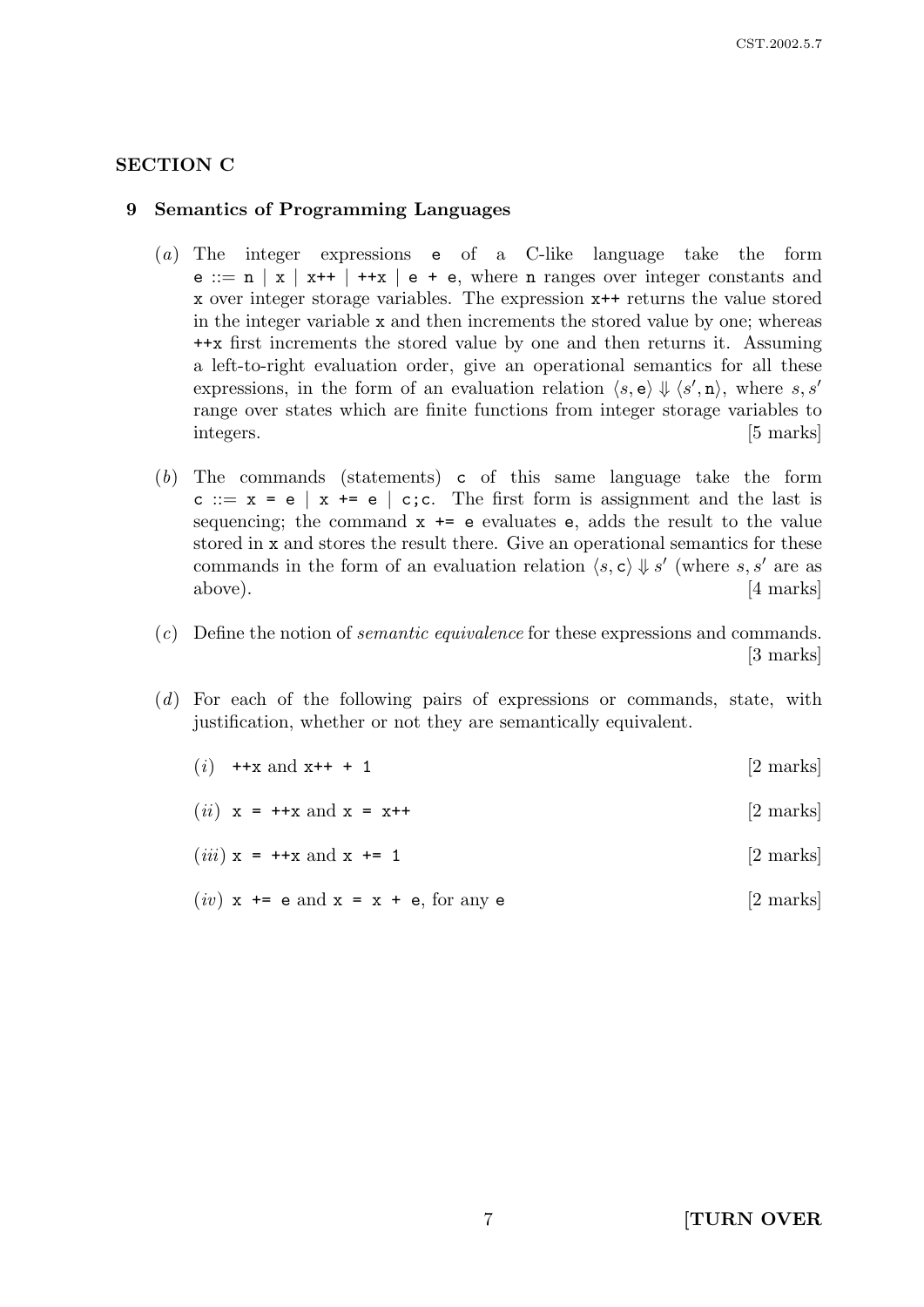## SECTION C

### 9 Semantics of Programming Languages

(*a*) The integer expressions `e` of a C-like language take the form `e` ::= `n` | `x` | `x++` | `++x` | `e + e`, where `n` ranges over integer constants and `x` over integer storage variables. The expression `x++` returns the value stored in the integer variable `x` and then increments the stored value by one; whereas `++x` first increments the stored value by one and then returns it. Assuming a left-to-right evaluation order, give an operational semantics for all these expressions, in the form of an evaluation relation $\langle s, \mathtt{e} \rangle \Downarrow \langle s', \mathtt{n} \rangle$, where $s, s'$ range over states which are finite functions from integer storage variables to integers. [5 marks]

(*b*) The commands (statements) `c` of this same language take the form `c` ::= `x = e` | `x += e` | `c;c`. The first form is assignment and the last is sequencing; the command `x += e` evaluates `e`, adds the result to the value stored in `x` and stores the result there. Give an operational semantics for these commands in the form of an evaluation relation $\langle s, \mathtt{c} \rangle \Downarrow s'$ (where $s, s'$ are as above). [4 marks]

(*c*) Define the notion of *semantic equivalence* for these expressions and commands. [3 marks]

(*d*) For each of the following pairs of expressions or commands, state, with justification, whether or not they are semantically equivalent.

(*i*) `++x` and `x++ + 1` [2 marks]

(*ii*) `x = ++x` and `x = x++` [2 marks]

(*iii*) `x = ++x` and `x += 1` [2 marks]

(*iv*) `x += e` and `x = x + e`, for any `e` [2 marks]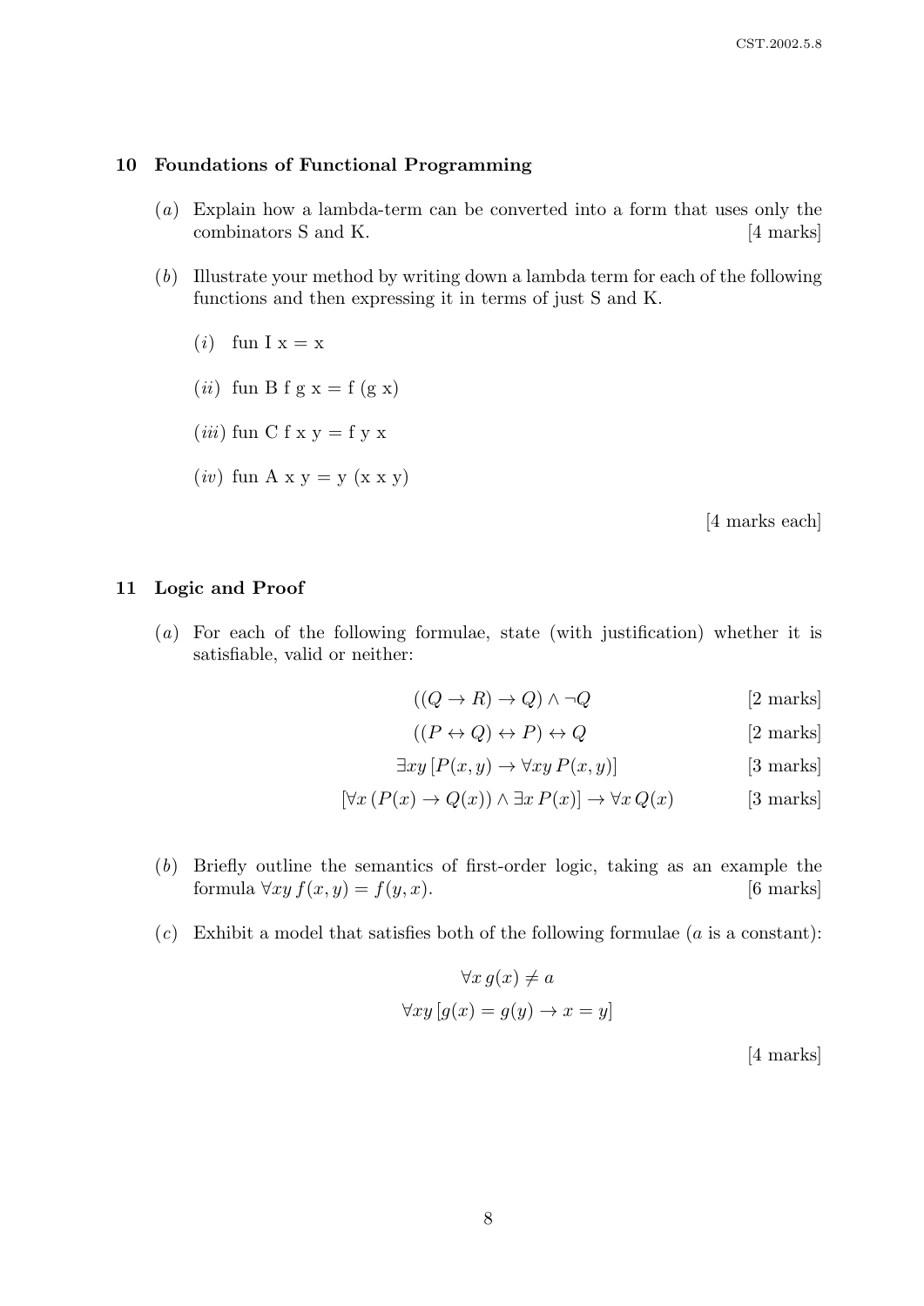## 10 Foundations of Functional Programming

(*a*) Explain how a lambda-term can be converted into a form that uses only the combinators S and K. [4 marks]

(*b*) Illustrate your method by writing down a lambda term for each of the following functions and then expressing it in terms of just S and K.

(*i*) fun I x = x

(*ii*) fun B f g x = f (g x)

(*iii*) fun C f x y = f y x

(*iv*) fun A x y = y (x x y)

[4 marks each]

## 11 Logic and Proof

(*a*) For each of the following formulae, state (with justification) whether it is satisfiable, valid or neither:

$$((Q \to R) \to Q) \land \neg Q \qquad [2 \text{ marks}]$$

$$((P \leftrightarrow Q) \leftrightarrow P) \leftrightarrow Q \qquad [2 \text{ marks}]$$

$$\exists xy\,[P(x,y) \to \forall xy\,P(x,y)] \qquad [3 \text{ marks}]$$

$$[\forall x\,(P(x) \to Q(x)) \land \exists x\,P(x)] \to \forall x\,Q(x) \qquad [3 \text{ marks}]$$

(*b*) Briefly outline the semantics of first-order logic, taking as an example the formula $\forall xy\, f(x,y) = f(y,x)$. [6 marks]

(*c*) Exhibit a model that satisfies both of the following formulae ($a$ is a constant):

$$\forall x\, g(x) \neq a$$

$$\forall xy\,[g(x) = g(y) \to x = y]$$

[4 marks]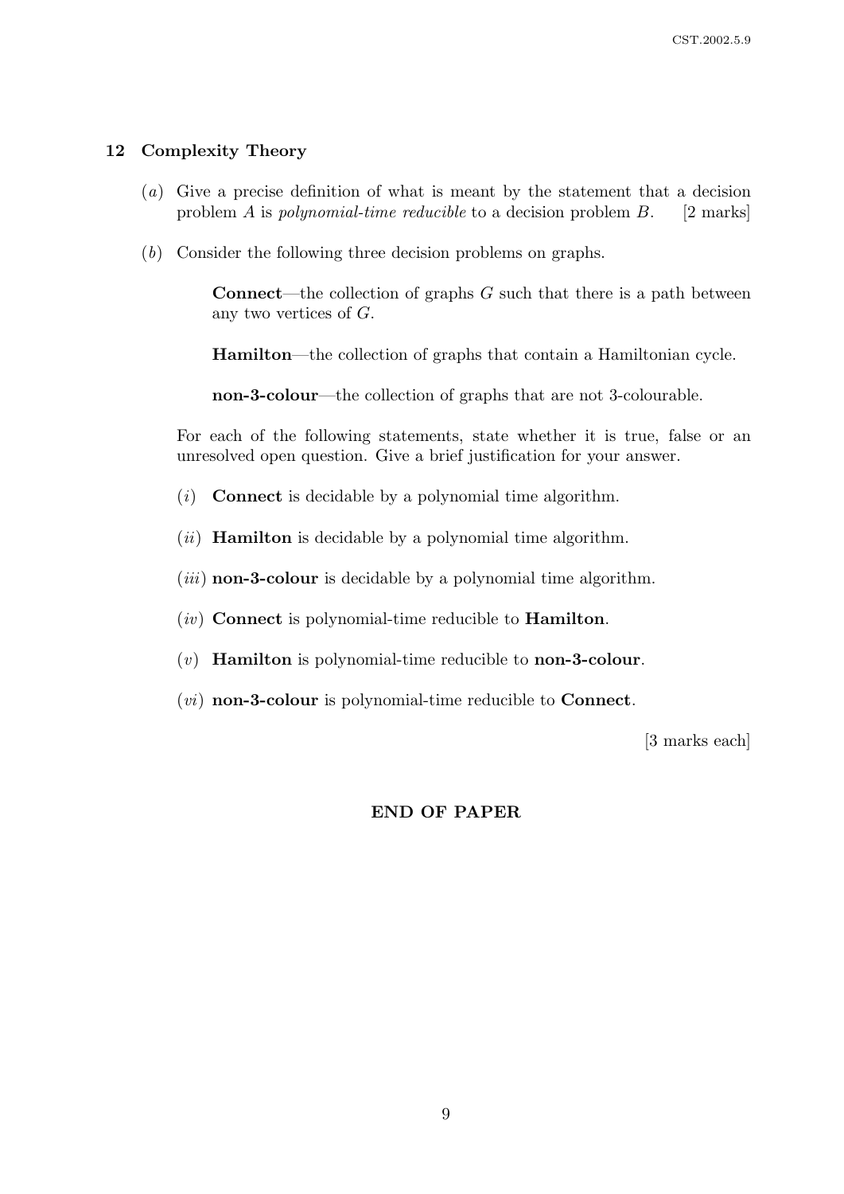## 12 Complexity Theory

(*a*) Give a precise definition of what is meant by the statement that a decision problem $A$ is *polynomial-time reducible* to a decision problem $B$. [2 marks]

(*b*) Consider the following three decision problems on graphs.

> **Connect**—the collection of graphs $G$ such that there is a path between any two vertices of $G$.
>
> **Hamilton**—the collection of graphs that contain a Hamiltonian cycle.
>
> **non-3-colour**—the collection of graphs that are not 3-colourable.

For each of the following statements, state whether it is true, false or an unresolved open question. Give a brief justification for your answer.

(*i*) **Connect** is decidable by a polynomial time algorithm.

(*ii*) **Hamilton** is decidable by a polynomial time algorithm.

(*iii*) **non-3-colour** is decidable by a polynomial time algorithm.

(*iv*) **Connect** is polynomial-time reducible to **Hamilton**.

(*v*) **Hamilton** is polynomial-time reducible to **non-3-colour**.

(*vi*) **non-3-colour** is polynomial-time reducible to **Connect**.

[3 marks each]

**END OF PAPER**